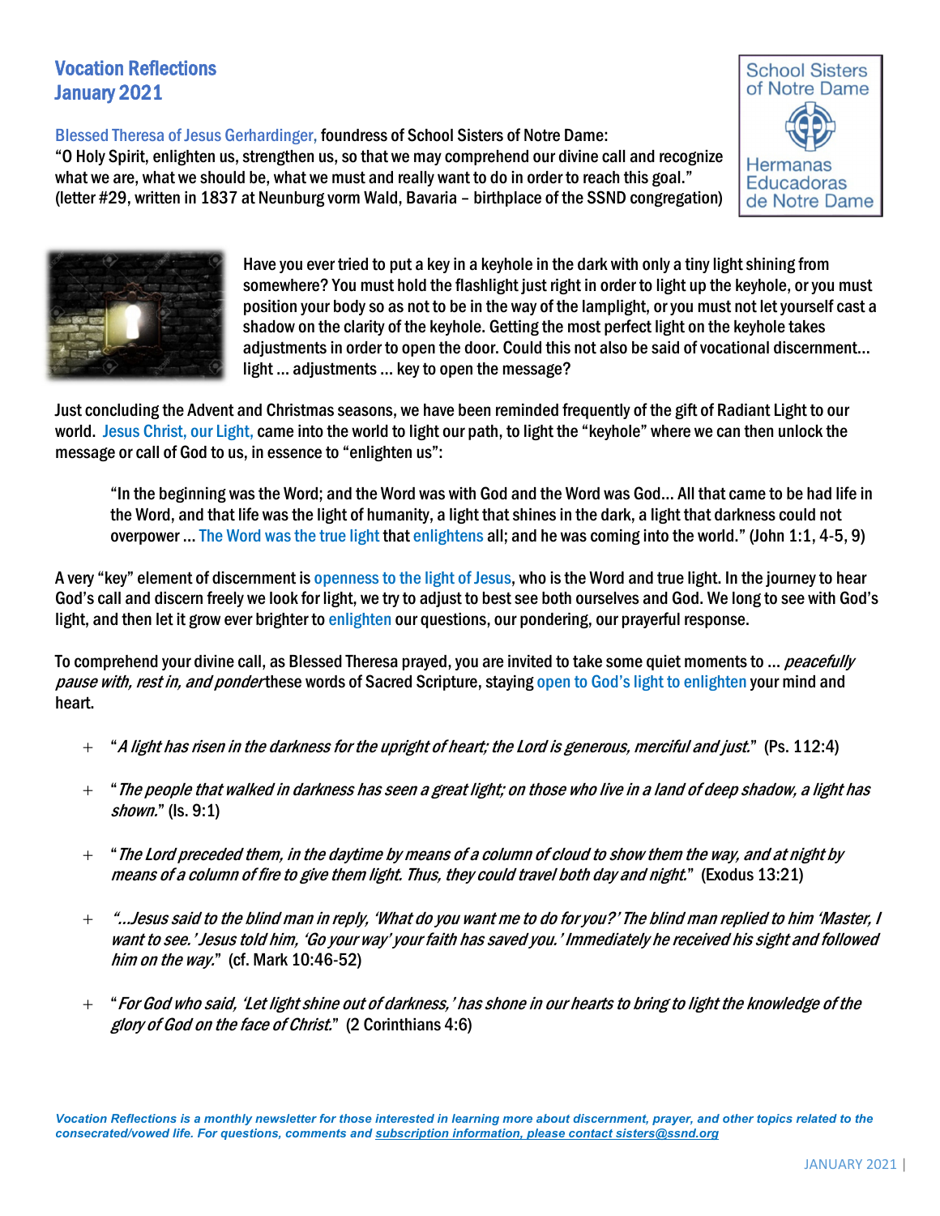# Vocation Reflections
## January 2021

School Sisters of Notre Dame
Hermanas Educadoras de Notre Dame

Blessed Theresa of Jesus Gerhardinger, foundress of School Sisters of Notre Dame:
"O Holy Spirit, enlighten us, strengthen us, so that we may comprehend our divine call and recognize what we are, what we should be, what we must and really want to do in order to reach this goal." (letter #29, written in 1837 at Neunburg vorm Wald, Bavaria – birthplace of the SSND congregation)

Have you ever tried to put a key in a keyhole in the dark with only a tiny light shining from somewhere? You must hold the flashlight just right in order to light up the keyhole, or you must position your body so as not to be in the way of the lamplight, or you must not let yourself cast a shadow on the clarity of the keyhole. Getting the most perfect light on the keyhole takes adjustments in order to open the door. Could this not also be said of vocational discernment... light ... adjustments ... key to open the message?

Just concluding the Advent and Christmas seasons, we have been reminded frequently of the gift of Radiant Light to our world. Jesus Christ, our Light, came into the world to light our path, to light the "keyhole" where we can then unlock the message or call of God to us, in essence to "enlighten us":

> "In the beginning was the Word; and the Word was with God and the Word was God... All that came to be had life in the Word, and that life was the light of humanity, a light that shines in the dark, a light that darkness could not overpower ... The Word was the true light that enlightens all; and he was coming into the world." (John 1:1, 4-5, 9)

A very "key" element of discernment is openness to the light of Jesus, who is the Word and true light. In the journey to hear God's call and discern freely we look for light, we try to adjust to best see both ourselves and God. We long to see with God's light, and then let it grow ever brighter to enlighten our questions, our pondering, our prayerful response.

To comprehend your divine call, as Blessed Theresa prayed, you are invited to take some quiet moments to ... *peacefully pause with, rest in, and ponder* these words of Sacred Scripture, staying open to God's light to enlighten your mind and heart.

+ "*A light has risen in the darkness for the upright of heart; the Lord is generous, merciful and just.*" (Ps. 112:4)

+ "*The people that walked in darkness has seen a great light; on those who live in a land of deep shadow, a light has shown.*" (Is. 9:1)

+ "*The Lord preceded them, in the daytime by means of a column of cloud to show them the way, and at night by means of a column of fire to give them light. Thus, they could travel both day and night.*" (Exodus 13:21)

+ "*...Jesus said to the blind man in reply, 'What do you want me to do for you?' The blind man replied to him 'Master, I want to see.' Jesus told him, 'Go your way' your faith has saved you.' Immediately he received his sight and followed him on the way.*" (cf. Mark 10:46-52)

+ "*For God who said, 'Let light shine out of darkness,' has shone in our hearts to bring to light the knowledge of the glory of God on the face of Christ.*" (2 Corinthians 4:6)

***Vocation Reflections is a monthly newsletter for those interested in learning more about discernment, prayer, and other topics related to the consecrated/vowed life. For questions, comments and subscription information, please contact sisters@ssnd.org***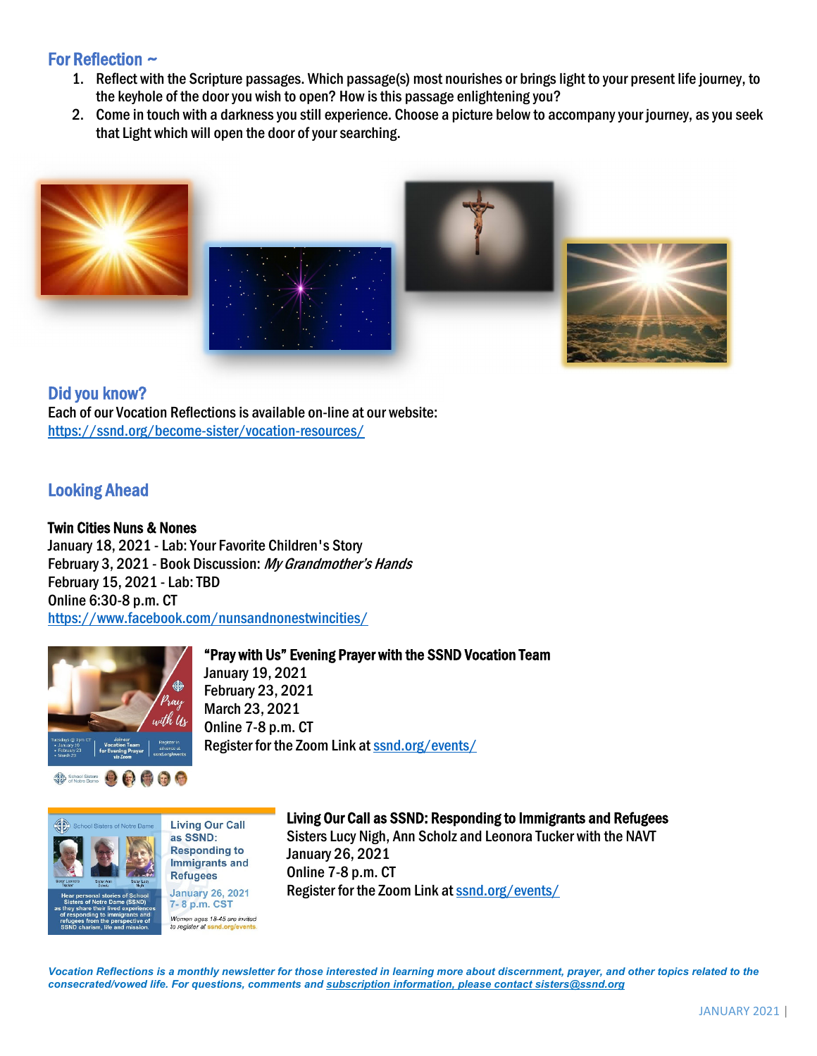## For Reflection ~

1. Reflect with the Scripture passages. Which passage(s) most nourishes or brings light to your present life journey, to the keyhole of the door you wish to open? How is this passage enlightening you?
2. Come in touch with a darkness you still experience. Choose a picture below to accompany your journey, as you seek that Light which will open the door of your searching.

## Did you know?

Each of our Vocation Reflections is available on-line at our website:
https://ssnd.org/become-sister/vocation-resources/

## Looking Ahead

**Twin Cities Nuns & Nones**
January 18, 2021 - Lab: Your Favorite Children's Story
February 3, 2021 - Book Discussion: *My Grandmother's Hands*
February 15, 2021 - Lab: TBD
Online 6:30-8 p.m. CT
https://www.facebook.com/nunsandnonestwincities/

**"Pray with Us" Evening Prayer with the SSND Vocation Team**
January 19, 2021
February 23, 2021
March 23, 2021
Online 7-8 p.m. CT
Register for the Zoom Link at ssnd.org/events/

**Living Our Call as SSND: Responding to Immigrants and Refugees**
Sisters Lucy Nigh, Ann Scholz and Leonora Tucker with the NAVT
January 26, 2021
Online 7-8 p.m. CT
Register for the Zoom Link at ssnd.org/events/

*Vocation Reflections is a monthly newsletter for those interested in learning more about discernment, prayer, and other topics related to the consecrated/vowed life. For questions, comments and subscription information, please contact sisters@ssnd.org*